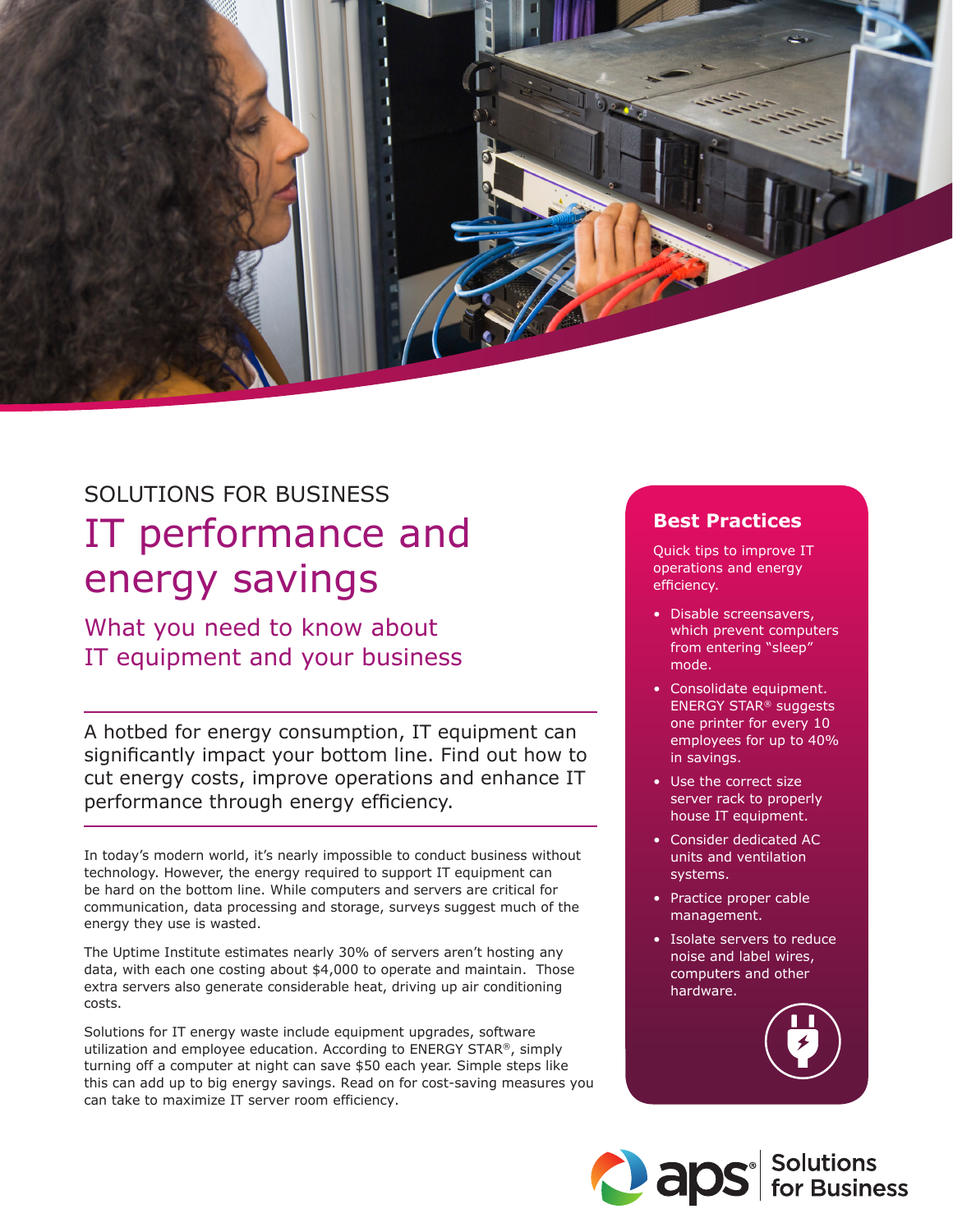SOLUTIONS FOR BUSINESS

# IT performance and energy savings

## What you need to know about IT equipment and your business

A hotbed for energy consumption, IT equipment can significantly impact your bottom line. Find out how to cut energy costs, improve operations and enhance IT performance through energy efficiency.

In today's modern world, it's nearly impossible to conduct business without technology. However, the energy required to support IT equipment can be hard on the bottom line. While computers and servers are critical for communication, data processing and storage, surveys suggest much of the energy they use is wasted.

The Uptime Institute estimates nearly 30% of servers aren't hosting any data, with each one costing about $4,000 to operate and maintain. Those extra servers also generate considerable heat, driving up air conditioning costs.

Solutions for IT energy waste include equipment upgrades, software utilization and employee education. According to ENERGY STAR®, simply turning off a computer at night can save $50 each year. Simple steps like this can add up to big energy savings. Read on for cost-saving measures you can take to maximize IT server room efficiency.

### Best Practices

Quick tips to improve IT operations and energy efficiency.

- Disable screensavers, which prevent computers from entering "sleep" mode.
- Consolidate equipment. ENERGY STAR® suggests one printer for every 10 employees for up to 40% in savings.
- Use the correct size server rack to properly house IT equipment.
- Consider dedicated AC units and ventilation systems.
- Practice proper cable management.
- Isolate servers to reduce noise and label wires, computers and other hardware.

aps® | Solutions for Business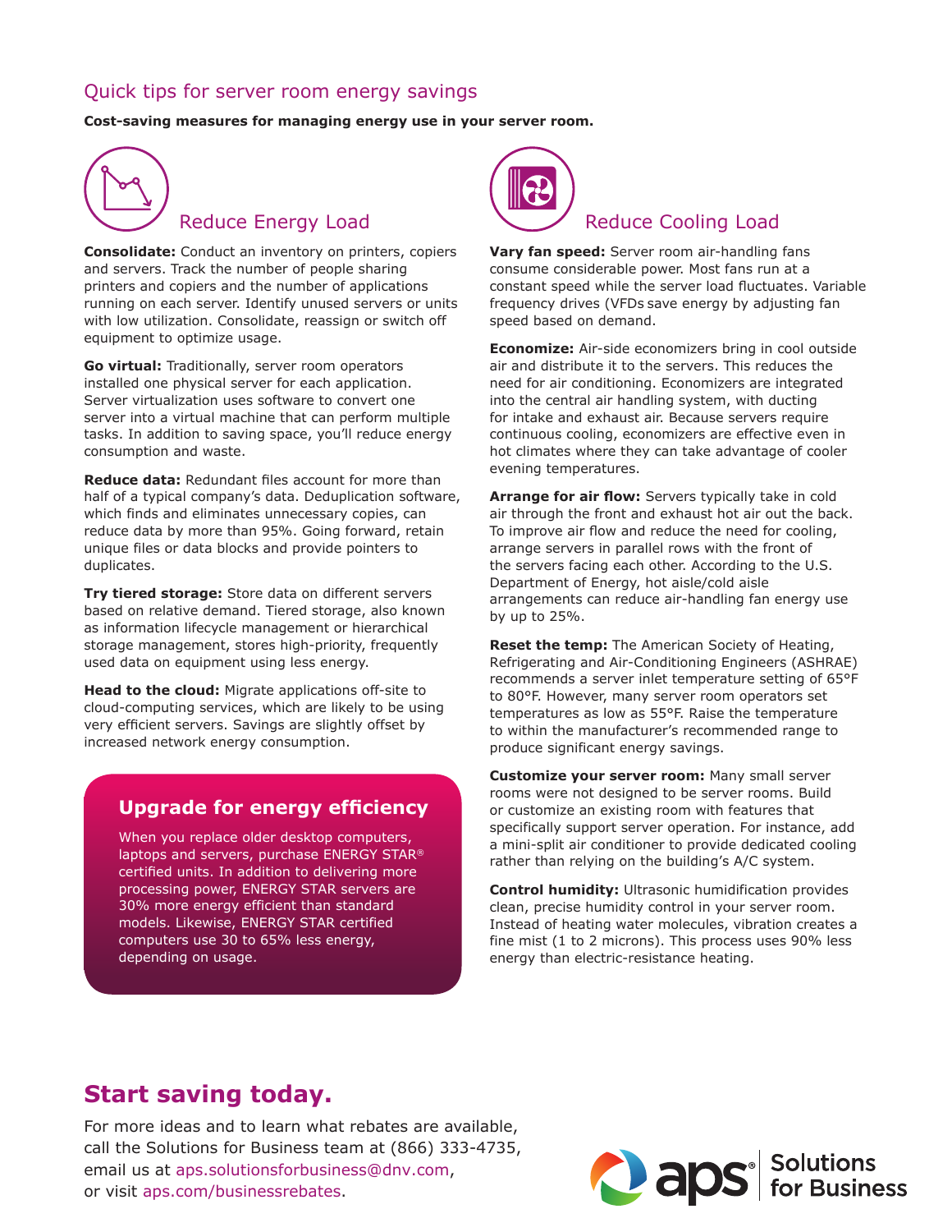## Quick tips for server room energy savings

**Cost-saving measures for managing energy use in your server room.**

### Reduce Energy Load

**Consolidate:** Conduct an inventory on printers, copiers and servers. Track the number of people sharing printers and copiers and the number of applications running on each server. Identify unused servers or units with low utilization. Consolidate, reassign or switch off equipment to optimize usage.

**Go virtual:** Traditionally, server room operators installed one physical server for each application. Server virtualization uses software to convert one server into a virtual machine that can perform multiple tasks. In addition to saving space, you'll reduce energy consumption and waste.

**Reduce data:** Redundant files account for more than half of a typical company's data. Deduplication software, which finds and eliminates unnecessary copies, can reduce data by more than 95%. Going forward, retain unique files or data blocks and provide pointers to duplicates.

**Try tiered storage:** Store data on different servers based on relative demand. Tiered storage, also known as information lifecycle management or hierarchical storage management, stores high-priority, frequently used data on equipment using less energy.

**Head to the cloud:** Migrate applications off-site to cloud-computing services, which are likely to be using very efficient servers. Savings are slightly offset by increased network energy consumption.

### Upgrade for energy efficiency

When you replace older desktop computers, laptops and servers, purchase ENERGY STAR® certified units. In addition to delivering more processing power, ENERGY STAR servers are 30% more energy efficient than standard models. Likewise, ENERGY STAR certified computers use 30 to 65% less energy, depending on usage.

### Reduce Cooling Load

**Vary fan speed:** Server room air-handling fans consume considerable power. Most fans run at a constant speed while the server load fluctuates. Variable frequency drives (VFDs save energy by adjusting fan speed based on demand.

**Economize:** Air-side economizers bring in cool outside air and distribute it to the servers. This reduces the need for air conditioning. Economizers are integrated into the central air handling system, with ducting for intake and exhaust air. Because servers require continuous cooling, economizers are effective even in hot climates where they can take advantage of cooler evening temperatures.

**Arrange for air flow:** Servers typically take in cold air through the front and exhaust hot air out the back. To improve air flow and reduce the need for cooling, arrange servers in parallel rows with the front of the servers facing each other. According to the U.S. Department of Energy, hot aisle/cold aisle arrangements can reduce air-handling fan energy use by up to 25%.

**Reset the temp:** The American Society of Heating, Refrigerating and Air-Conditioning Engineers (ASHRAE) recommends a server inlet temperature setting of 65°F to 80°F. However, many server room operators set temperatures as low as 55°F. Raise the temperature to within the manufacturer's recommended range to produce significant energy savings.

**Customize your server room:** Many small server rooms were not designed to be server rooms. Build or customize an existing room with features that specifically support server operation. For instance, add a mini-split air conditioner to provide dedicated cooling rather than relying on the building's A/C system.

**Control humidity:** Ultrasonic humidification provides clean, precise humidity control in your server room. Instead of heating water molecules, vibration creates a fine mist (1 to 2 microns). This process uses 90% less energy than electric-resistance heating.

## Start saving today.

For more ideas and to learn what rebates are available, call the Solutions for Business team at (866) 333-4735, email us at aps.solutionsforbusiness@dnv.com, or visit aps.com/businessrebates.

aps® Solutions for Business